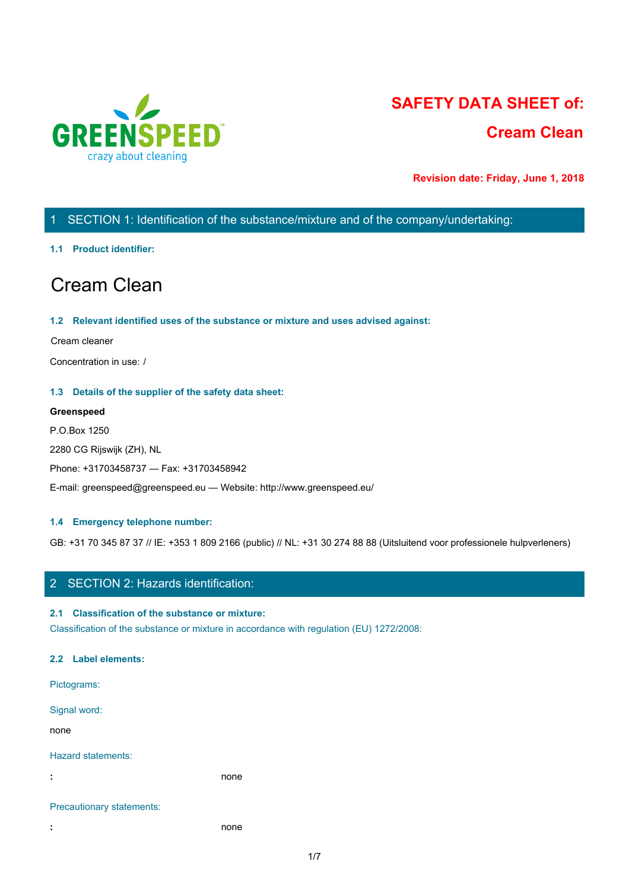# SAFETY DATA SHEET of:

## Cream Clean

**Revision date: Friday, June 1, 2018**

## 1 SECTION 1: Identification of the substance/mixture and of the company/undertaking:

### 1.1 Product identifier:

# Cream Clean

### 1.2 Relevant identified uses of the substance or mixture and uses advised against:

Cream cleaner

Concentration in use: /

### 1.3 Details of the supplier of the safety data sheet:

**Greenspeed**

P.O.Box 1250

2280 CG Rijswijk (ZH), NL

Phone: +31703458737 — Fax: +31703458942

E-mail: greenspeed@greenspeed.eu — Website: http://www.greenspeed.eu/

### 1.4 Emergency telephone number:

GB: +31 70 345 87 37 // IE: +353 1 809 2166 (public) // NL: +31 30 274 88 88 (Uitsluitend voor professionele hulpverleners)

## 2 SECTION 2: Hazards identification:

### 2.1 Classification of the substance or mixture:

Classification of the substance or mixture in accordance with regulation (EU) 1272/2008:

### 2.2 Label elements:

Pictograms:

Signal word:

none

Hazard statements:

| : | none |
|---|---|

Precautionary statements:

| : | none |
|---|---|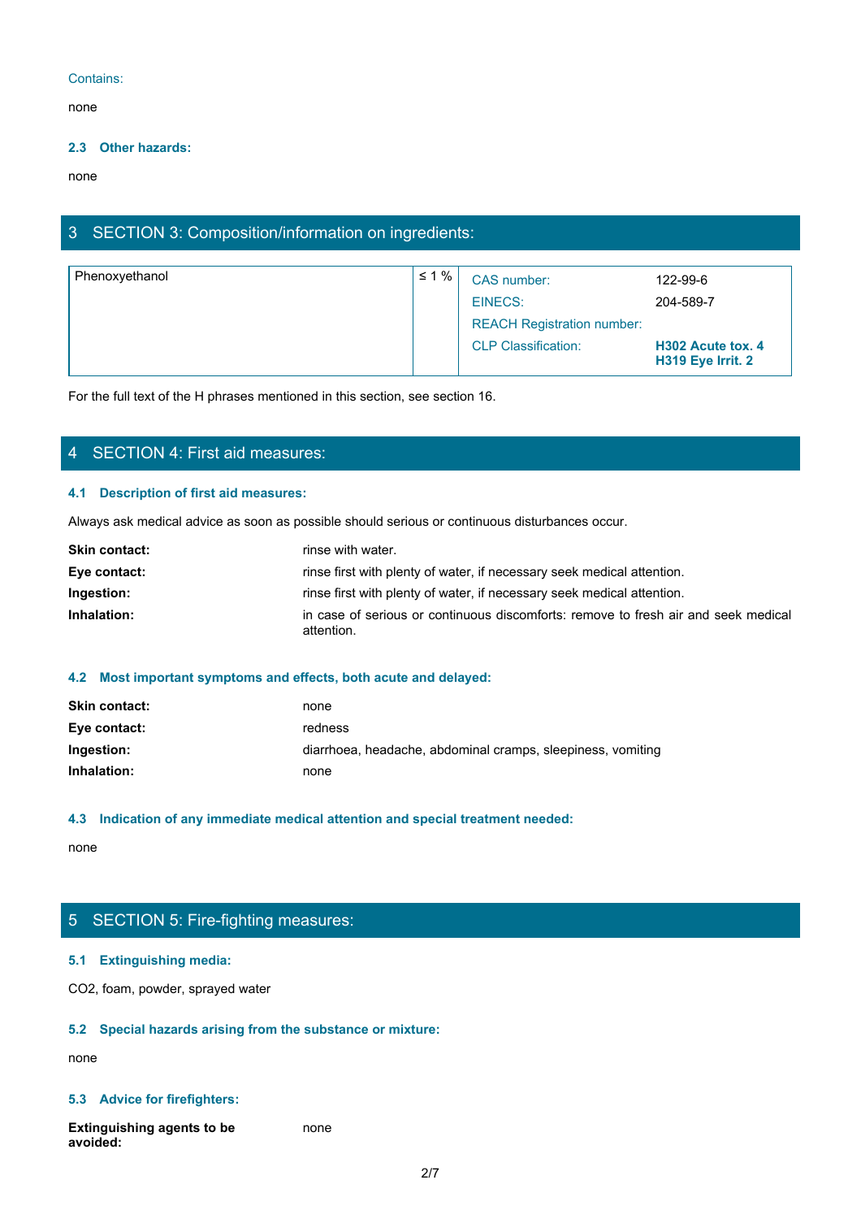Contains:

none

### 2.3 Other hazards:

none

## 3 SECTION 3: Composition/information on ingredients:

| Phenoxyethanol | ≤ 1 % | CAS number: | 122-99-6 |
|---|---|---|---|
| | | EINECS: | 204-589-7 |
| | | REACH Registration number: | |
| | | CLP Classification: | **H302 Acute tox. 4**<br>**H319 Eye Irrit. 2** |

For the full text of the H phrases mentioned in this section, see section 16.

## 4 SECTION 4: First aid measures:

### 4.1 Description of first aid measures:

Always ask medical advice as soon as possible should serious or continuous disturbances occur.

**Skin contact:** rinse with water.

**Eye contact:** rinse first with plenty of water, if necessary seek medical attention.

**Ingestion:** rinse first with plenty of water, if necessary seek medical attention.

**Inhalation:** in case of serious or continuous discomforts: remove to fresh air and seek medical attention.

### 4.2 Most important symptoms and effects, both acute and delayed:

**Skin contact:** none

**Eye contact:** redness

**Ingestion:** diarrhoea, headache, abdominal cramps, sleepiness, vomiting

**Inhalation:** none

### 4.3 Indication of any immediate medical attention and special treatment needed:

none

## 5 SECTION 5: Fire-fighting measures:

### 5.1 Extinguishing media:

$CO_2$, foam, powder, sprayed water

### 5.2 Special hazards arising from the substance or mixture:

none

### 5.3 Advice for firefighters:

**Extinguishing agents to be avoided:** none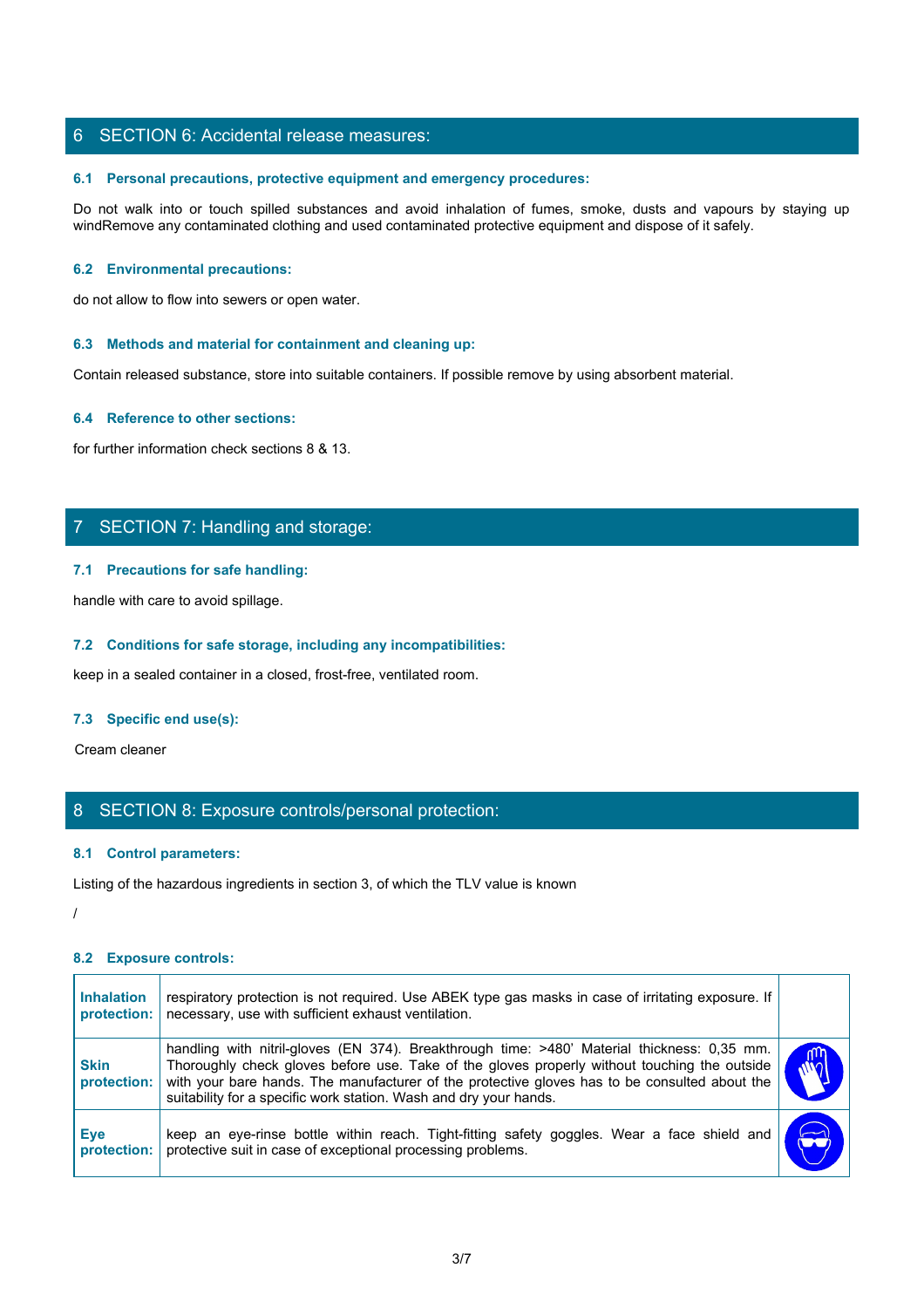## 6 SECTION 6: Accidental release measures:

### 6.1 Personal precautions, protective equipment and emergency procedures:

Do not walk into or touch spilled substances and avoid inhalation of fumes, smoke, dusts and vapours by staying up windRemove any contaminated clothing and used contaminated protective equipment and dispose of it safely.

### 6.2 Environmental precautions:

do not allow to flow into sewers or open water.

### 6.3 Methods and material for containment and cleaning up:

Contain released substance, store into suitable containers. If possible remove by using absorbent material.

### 6.4 Reference to other sections:

for further information check sections 8 & 13.

## 7 SECTION 7: Handling and storage:

### 7.1 Precautions for safe handling:

handle with care to avoid spillage.

### 7.2 Conditions for safe storage, including any incompatibilities:

keep in a sealed container in a closed, frost-free, ventilated room.

### 7.3 Specific end use(s):

Cream cleaner

## 8 SECTION 8: Exposure controls/personal protection:

### 8.1 Control parameters:

Listing of the hazardous ingredients in section 3, of which the TLV value is known

/

### 8.2 Exposure controls:

| | | |
|---|---|---|
| **Inhalation protection:** | respiratory protection is not required. Use ABEK type gas masks in case of irritating exposure. If necessary, use with sufficient exhaust ventilation. | |
| **Skin protection:** | handling with nitril-gloves (EN 374). Breakthrough time: >480' Material thickness: 0,35 mm. Thoroughly check gloves before use. Take of the gloves properly without touching the outside with your bare hands. The manufacturer of the protective gloves has to be consulted about the suitability for a specific work station. Wash and dry your hands. | |
| **Eye protection:** | keep an eye-rinse bottle within reach. Tight-fitting safety goggles. Wear a face shield and protective suit in case of exceptional processing problems. | |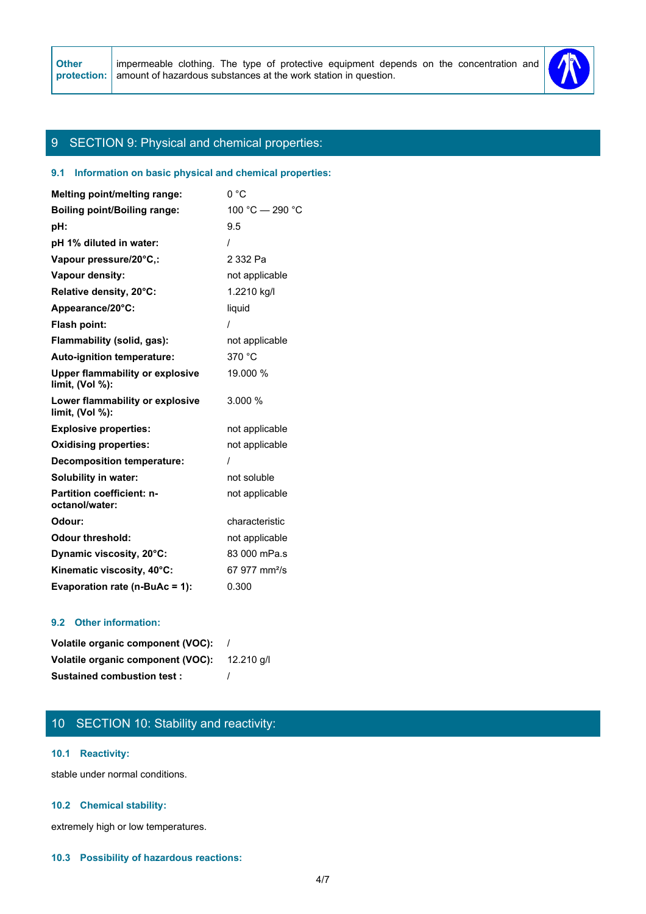| Other protection: | impermeable clothing. The type of protective equipment depends on the concentration and amount of hazardous substances at the work station in question. |
|---|---|

## 9 SECTION 9: Physical and chemical properties:

### 9.1 Information on basic physical and chemical properties:

| | |
|---|---|
| **Melting point/melting range:** | 0 °C |
| **Boiling point/Boiling range:** | 100 °C — 290 °C |
| **pH:** | 9.5 |
| **pH 1% diluted in water:** | / |
| **Vapour pressure/20°C,:** | 2 332 Pa |
| **Vapour density:** | not applicable |
| **Relative density, 20°C:** | 1.2210 kg/l |
| **Appearance/20°C:** | liquid |
| **Flash point:** | / |
| **Flammability (solid, gas):** | not applicable |
| **Auto-ignition temperature:** | 370 °C |
| **Upper flammability or explosive limit, (Vol %):** | 19.000 % |
| **Lower flammability or explosive limit, (Vol %):** | 3.000 % |
| **Explosive properties:** | not applicable |
| **Oxidising properties:** | not applicable |
| **Decomposition temperature:** | / |
| **Solubility in water:** | not soluble |
| **Partition coefficient: n-octanol/water:** | not applicable |
| **Odour:** | characteristic |
| **Odour threshold:** | not applicable |
| **Dynamic viscosity, 20°C:** | 83 000 mPa.s |
| **Kinematic viscosity, 40°C:** | 67 977 mm²/s |
| **Evaporation rate (n-BuAc = 1):** | 0.300 |

### 9.2 Other information:

| | |
|---|---|
| **Volatile organic component (VOC):** | / |
| **Volatile organic component (VOC):** | 12.210 g/l |
| **Sustained combustion test :** | / |

## 10 SECTION 10: Stability and reactivity:

### 10.1 Reactivity:

stable under normal conditions.

### 10.2 Chemical stability:

extremely high or low temperatures.

### 10.3 Possibility of hazardous reactions: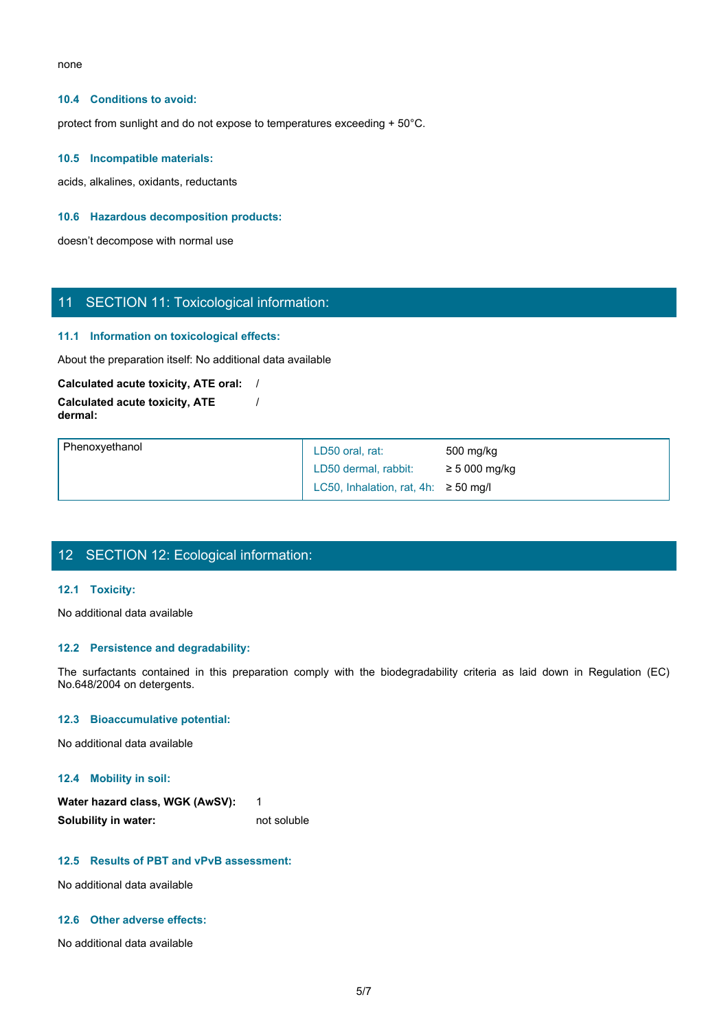none

### 10.4 Conditions to avoid:

protect from sunlight and do not expose to temperatures exceeding + 50°C.

### 10.5 Incompatible materials:

acids, alkalines, oxidants, reductants

### 10.6 Hazardous decomposition products:

doesn't decompose with normal use

## 11 SECTION 11: Toxicological information:

### 11.1 Information on toxicological effects:

About the preparation itself: No additional data available

**Calculated acute toxicity, ATE oral:** /

**Calculated acute toxicity, ATE dermal:** /

| Phenoxyethanol | LD50 oral, rat: | 500 mg/kg |
|---|---|---|
| | LD50 dermal, rabbit: | ≥ 5 000 mg/kg |
| | LC50, Inhalation, rat, 4h: | ≥ 50 mg/l |

## 12 SECTION 12: Ecological information:

### 12.1 Toxicity:

No additional data available

### 12.2 Persistence and degradability:

The surfactants contained in this preparation comply with the biodegradability criteria as laid down in Regulation (EC) No.648/2004 on detergents.

### 12.3 Bioaccumulative potential:

No additional data available

### 12.4 Mobility in soil:

**Water hazard class, WGK (AwSV):** 1

**Solubility in water:** not soluble

### 12.5 Results of PBT and vPvB assessment:

No additional data available

### 12.6 Other adverse effects:

No additional data available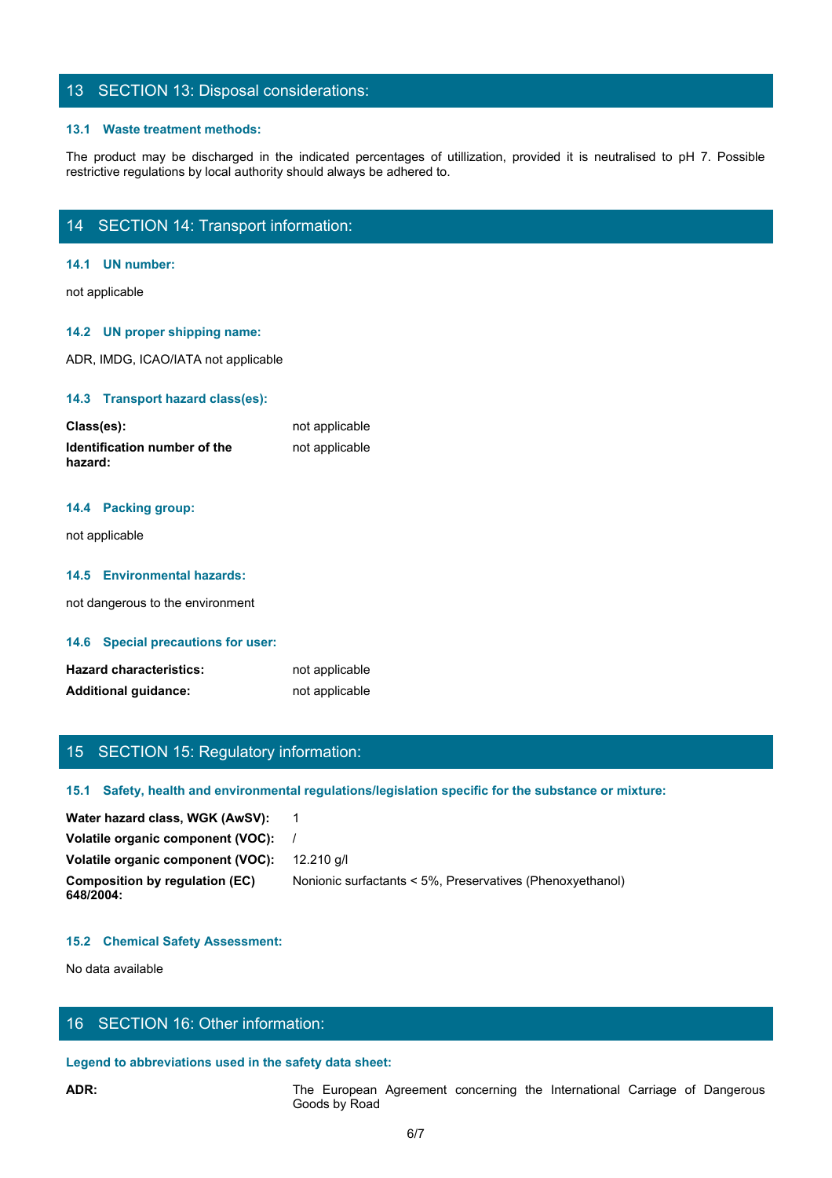## 13 SECTION 13: Disposal considerations:

### 13.1 Waste treatment methods:

The product may be discharged in the indicated percentages of utillization, provided it is neutralised to pH 7. Possible restrictive regulations by local authority should always be adhered to.

## 14 SECTION 14: Transport information:

### 14.1 UN number:

not applicable

### 14.2 UN proper shipping name:

ADR, IMDG, ICAO/IATA not applicable

### 14.3 Transport hazard class(es):

| | |
|---|---|
| **Class(es):** | not applicable |
| **Identification number of the hazard:** | not applicable |

### 14.4 Packing group:

not applicable

### 14.5 Environmental hazards:

not dangerous to the environment

### 14.6 Special precautions for user:

| | |
|---|---|
| **Hazard characteristics:** | not applicable |
| **Additional guidance:** | not applicable |

## 15 SECTION 15: Regulatory information:

### 15.1 Safety, health and environmental regulations/legislation specific for the substance or mixture:

| | |
|---|---|
| **Water hazard class, WGK (AwSV):** | 1 |
| **Volatile organic component (VOC):** | / |
| **Volatile organic component (VOC):** | 12.210 g/l |
| **Composition by regulation (EC) 648/2004:** | Nonionic surfactants < 5%, Preservatives (Phenoxyethanol) |

### 15.2 Chemical Safety Assessment:

No data available

## 16 SECTION 16: Other information:

### Legend to abbreviations used in the safety data sheet:

| | |
|---|---|
| **ADR:** | The European Agreement concerning the International Carriage of Dangerous Goods by Road |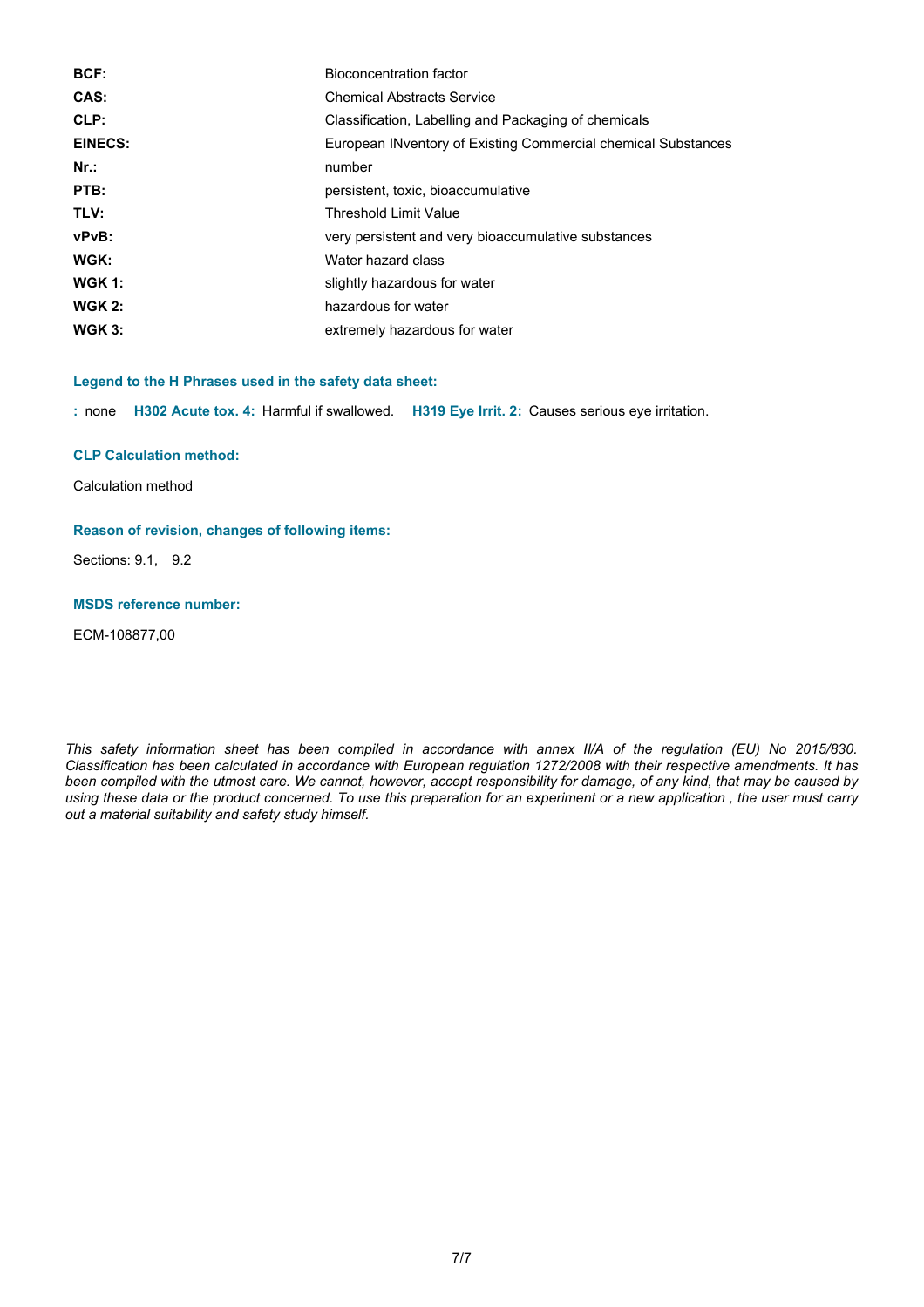| | |
|---|---|
| **BCF:** | Bioconcentration factor |
| **CAS:** | Chemical Abstracts Service |
| **CLP:** | Classification, Labelling and Packaging of chemicals |
| **EINECS:** | European INventory of Existing Commercial chemical Substances |
| **Nr.:** | number |
| **PTB:** | persistent, toxic, bioaccumulative |
| **TLV:** | Threshold Limit Value |
| **vPvB:** | very persistent and very bioaccumulative substances |
| **WGK:** | Water hazard class |
| **WGK 1:** | slightly hazardous for water |
| **WGK 2:** | hazardous for water |
| **WGK 3:** | extremely hazardous for water |

### Legend to the H Phrases used in the safety data sheet:

**:** none **H302 Acute tox. 4:** Harmful if swallowed. **H319 Eye Irrit. 2:** Causes serious eye irritation.

### CLP Calculation method:

Calculation method

### Reason of revision, changes of following items:

Sections: 9.1, 9.2

### MSDS reference number:

ECM-108877,00

*This safety information sheet has been compiled in accordance with annex II/A of the regulation (EU) No 2015/830. Classification has been calculated in accordance with European regulation 1272/2008 with their respective amendments. It has been compiled with the utmost care. We cannot, however, accept responsibility for damage, of any kind, that may be caused by using these data or the product concerned. To use this preparation for an experiment or a new application , the user must carry out a material suitability and safety study himself.*